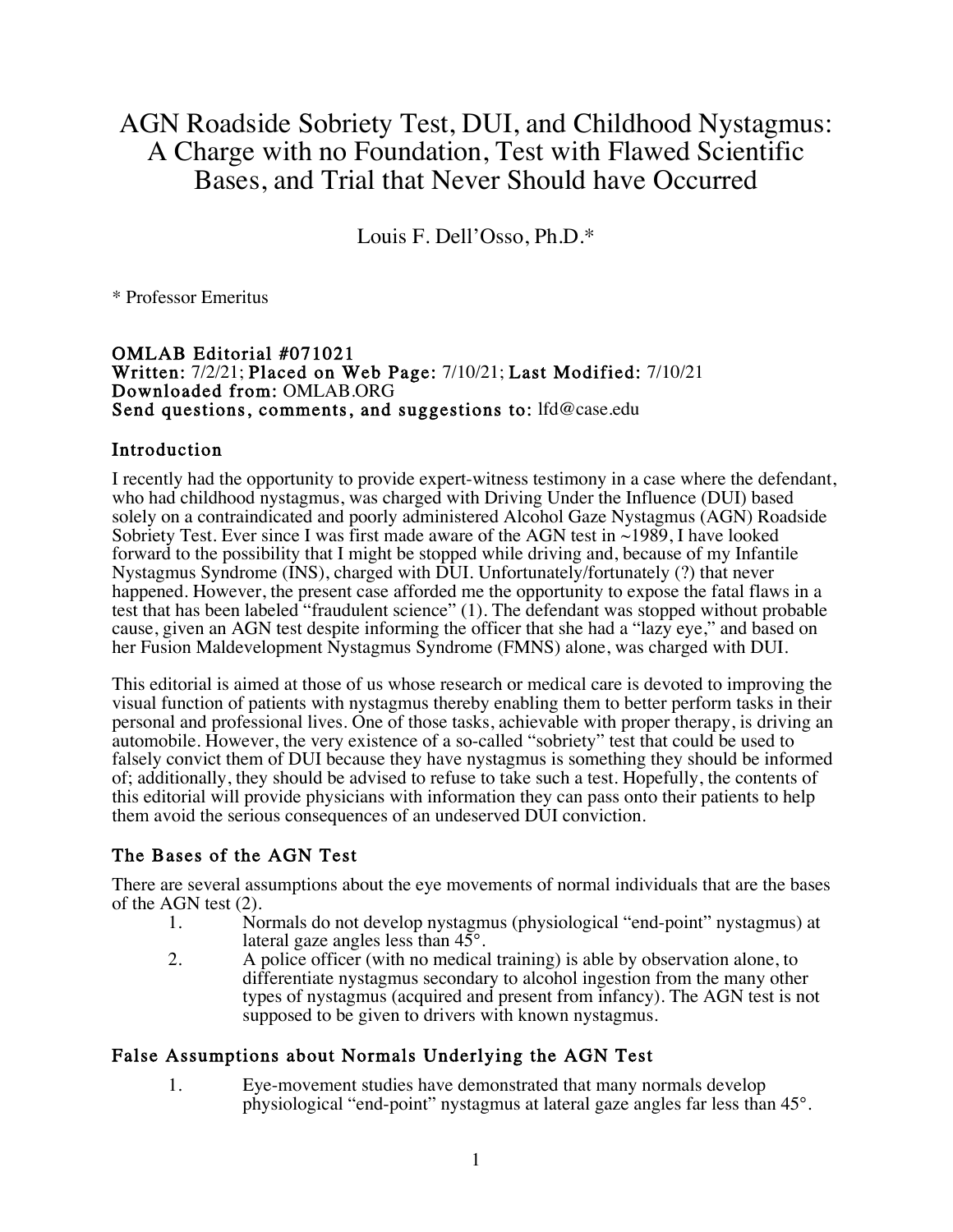# AGN Roadside Sobriety Test, DUI, and Childhood Nystagmus: A Charge with no Foundation, Test with Flawed Scientific Bases, and Trial that Never Should have Occurred

Louis F. Dell'Osso, Ph.D.*

* Professor Emeritus

**OMLAB Editorial #071021**
**Written:** 7/2/21; **Placed on Web Page:** 7/10/21; **Last Modified:** 7/10/21
**Downloaded from:** OMLAB.ORG
**Send questions, comments, and suggestions to:** lfd@case.edu

## Introduction

I recently had the opportunity to provide expert-witness testimony in a case where the defendant, who had childhood nystagmus, was charged with Driving Under the Influence (DUI) based solely on a contraindicated and poorly administered Alcohol Gaze Nystagmus (AGN) Roadside Sobriety Test. Ever since I was first made aware of the AGN test in ~1989, I have looked forward to the possibility that I might be stopped while driving and, because of my Infantile Nystagmus Syndrome (INS), charged with DUI. Unfortunately/fortunately (?) that never happened. However, the present case afforded me the opportunity to expose the fatal flaws in a test that has been labeled "fraudulent science" (1). The defendant was stopped without probable cause, given an AGN test despite informing the officer that she had a "lazy eye," and based on her Fusion Maldevelopment Nystagmus Syndrome (FMNS) alone, was charged with DUI.

This editorial is aimed at those of us whose research or medical care is devoted to improving the visual function of patients with nystagmus thereby enabling them to better perform tasks in their personal and professional lives. One of those tasks, achievable with proper therapy, is driving an automobile. However, the very existence of a so-called "sobriety" test that could be used to falsely convict them of DUI because they have nystagmus is something they should be informed of; additionally, they should be advised to refuse to take such a test. Hopefully, the contents of this editorial will provide physicians with information they can pass onto their patients to help them avoid the serious consequences of an undeserved DUI conviction.

## The Bases of the AGN Test

There are several assumptions about the eye movements of normal individuals that are the bases of the AGN test (2).

1. Normals do not develop nystagmus (physiological "end-point" nystagmus) at lateral gaze angles less than 45°.
2. A police officer (with no medical training) is able by observation alone, to differentiate nystagmus secondary to alcohol ingestion from the many other types of nystagmus (acquired and present from infancy). The AGN test is not supposed to be given to drivers with known nystagmus.

## False Assumptions about Normals Underlying the AGN Test

1. Eye-movement studies have demonstrated that many normals develop physiological "end-point" nystagmus at lateral gaze angles far less than 45°.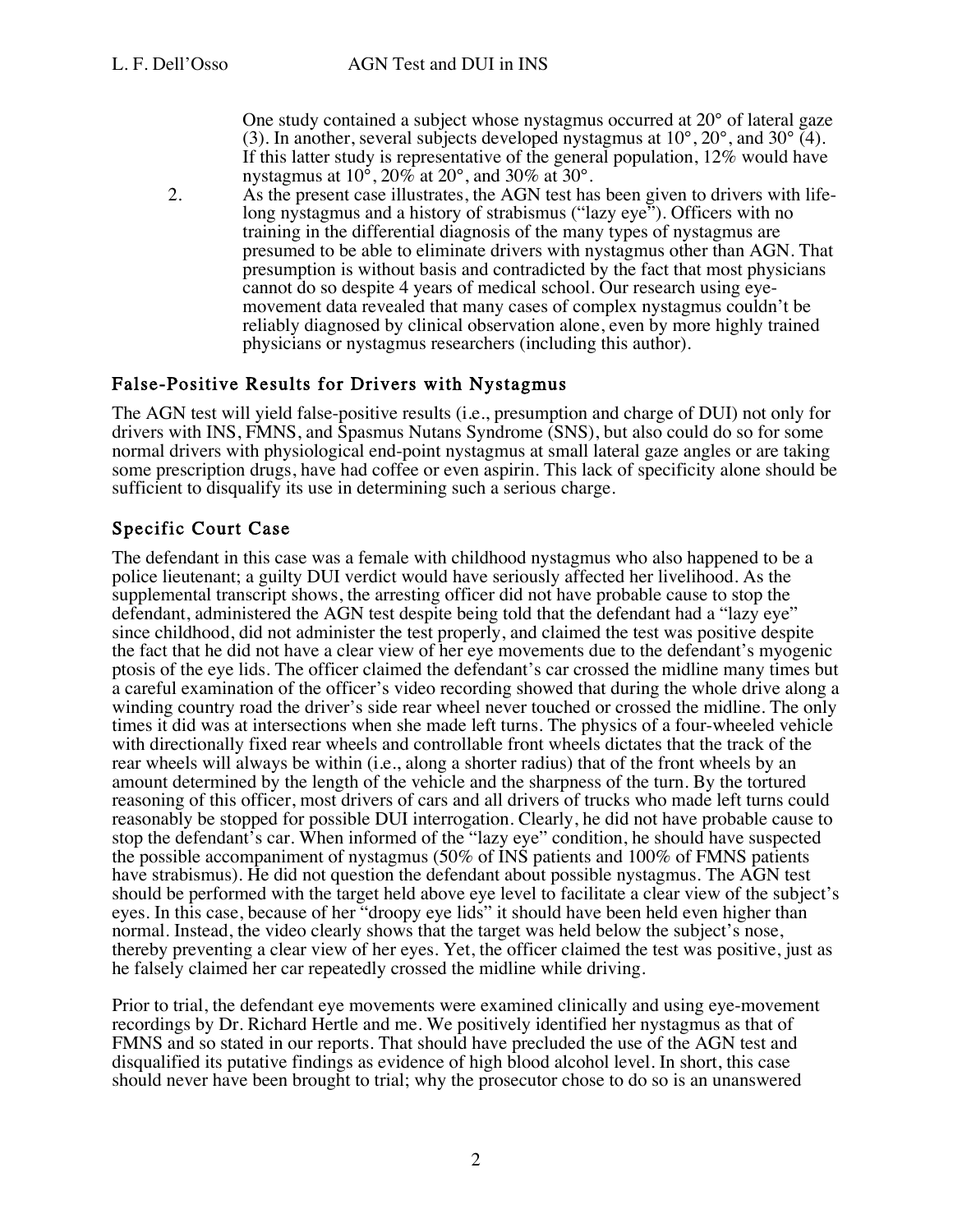One study contained a subject whose nystagmus occurred at 20° of lateral gaze (3). In another, several subjects developed nystagmus at 10°, 20°, and 30° (4). If this latter study is representative of the general population, 12% would have nystagmus at 10°, 20% at 20°, and 30% at 30°.

2. As the present case illustrates, the AGN test has been given to drivers with life-long nystagmus and a history of strabismus ("lazy eye"). Officers with no training in the differential diagnosis of the many types of nystagmus are presumed to be able to eliminate drivers with nystagmus other than AGN. That presumption is without basis and contradicted by the fact that most physicians cannot do so despite 4 years of medical school. Our research using eye-movement data revealed that many cases of complex nystagmus couldn't be reliably diagnosed by clinical observation alone, even by more highly trained physicians or nystagmus researchers (including this author).

## False-Positive Results for Drivers with Nystagmus

The AGN test will yield false-positive results (i.e., presumption and charge of DUI) not only for drivers with INS, FMNS, and Spasmus Nutans Syndrome (SNS), but also could do so for some normal drivers with physiological end-point nystagmus at small lateral gaze angles or are taking some prescription drugs, have had coffee or even aspirin. This lack of specificity alone should be sufficient to disqualify its use in determining such a serious charge.

## Specific Court Case

The defendant in this case was a female with childhood nystagmus who also happened to be a police lieutenant; a guilty DUI verdict would have seriously affected her livelihood. As the supplemental transcript shows, the arresting officer did not have probable cause to stop the defendant, administered the AGN test despite being told that the defendant had a "lazy eye" since childhood, did not administer the test properly, and claimed the test was positive despite the fact that he did not have a clear view of her eye movements due to the defendant's myogenic ptosis of the eye lids. The officer claimed the defendant's car crossed the midline many times but a careful examination of the officer's video recording showed that during the whole drive along a winding country road the driver's side rear wheel never touched or crossed the midline. The only times it did was at intersections when she made left turns. The physics of a four-wheeled vehicle with directionally fixed rear wheels and controllable front wheels dictates that the track of the rear wheels will always be within (i.e., along a shorter radius) that of the front wheels by an amount determined by the length of the vehicle and the sharpness of the turn. By the tortured reasoning of this officer, most drivers of cars and all drivers of trucks who made left turns could reasonably be stopped for possible DUI interrogation. Clearly, he did not have probable cause to stop the defendant's car. When informed of the "lazy eye" condition, he should have suspected the possible accompaniment of nystagmus (50% of INS patients and 100% of FMNS patients have strabismus). He did not question the defendant about possible nystagmus. The AGN test should be performed with the target held above eye level to facilitate a clear view of the subject's eyes. In this case, because of her "droopy eye lids" it should have been held even higher than normal. Instead, the video clearly shows that the target was held below the subject's nose, thereby preventing a clear view of her eyes. Yet, the officer claimed the test was positive, just as he falsely claimed her car repeatedly crossed the midline while driving.

Prior to trial, the defendant eye movements were examined clinically and using eye-movement recordings by Dr. Richard Hertle and me. We positively identified her nystagmus as that of FMNS and so stated in our reports. That should have precluded the use of the AGN test and disqualified its putative findings as evidence of high blood alcohol level. In short, this case should never have been brought to trial; why the prosecutor chose to do so is an unanswered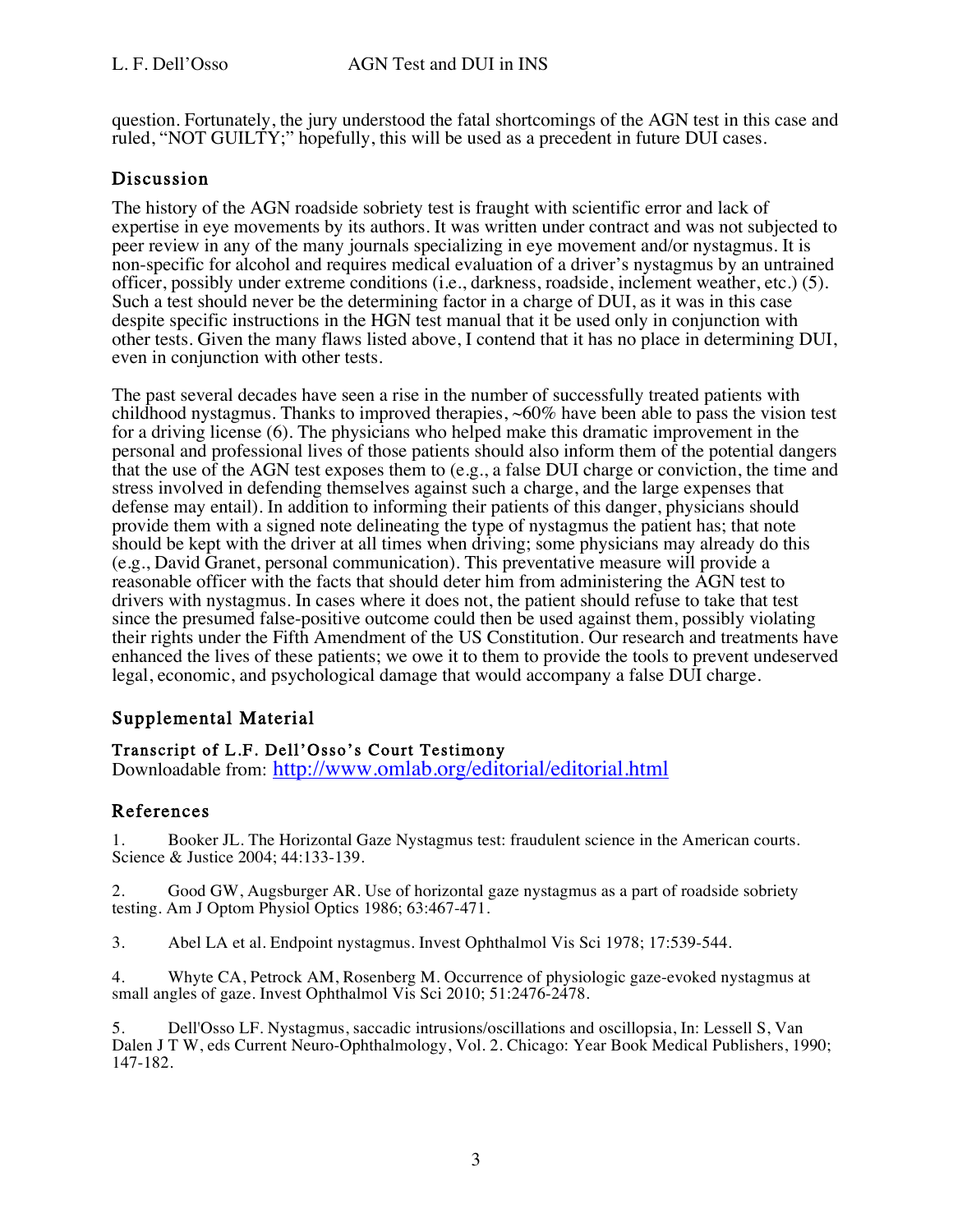question. Fortunately, the jury understood the fatal shortcomings of the AGN test in this case and ruled, "NOT GUILTY;" hopefully, this will be used as a precedent in future DUI cases.

## Discussion

The history of the AGN roadside sobriety test is fraught with scientific error and lack of expertise in eye movements by its authors. It was written under contract and was not subjected to peer review in any of the many journals specializing in eye movement and/or nystagmus. It is non-specific for alcohol and requires medical evaluation of a driver's nystagmus by an untrained officer, possibly under extreme conditions (i.e., darkness, roadside, inclement weather, etc.) (5). Such a test should never be the determining factor in a charge of DUI, as it was in this case despite specific instructions in the HGN test manual that it be used only in conjunction with other tests. Given the many flaws listed above, I contend that it has no place in determining DUI, even in conjunction with other tests.

The past several decades have seen a rise in the number of successfully treated patients with childhood nystagmus. Thanks to improved therapies, ~60% have been able to pass the vision test for a driving license (6). The physicians who helped make this dramatic improvement in the personal and professional lives of those patients should also inform them of the potential dangers that the use of the AGN test exposes them to (e.g., a false DUI charge or conviction, the time and stress involved in defending themselves against such a charge, and the large expenses that defense may entail). In addition to informing their patients of this danger, physicians should provide them with a signed note delineating the type of nystagmus the patient has; that note should be kept with the driver at all times when driving; some physicians may already do this (e.g., David Granet, personal communication). This preventative measure will provide a reasonable officer with the facts that should deter him from administering the AGN test to drivers with nystagmus. In cases where it does not, the patient should refuse to take that test since the presumed false-positive outcome could then be used against them, possibly violating their rights under the Fifth Amendment of the US Constitution. Our research and treatments have enhanced the lives of these patients; we owe it to them to provide the tools to prevent undeserved legal, economic, and psychological damage that would accompany a false DUI charge.

## Supplemental Material

### Transcript of L.F. Dell'Osso's Court Testimony

Downloadable from: http://www.omlab.org/editorial/editorial.html

## References

1. Booker JL. The Horizontal Gaze Nystagmus test: fraudulent science in the American courts. Science & Justice 2004; 44:133-139.

2. Good GW, Augsburger AR. Use of horizontal gaze nystagmus as a part of roadside sobriety testing. Am J Optom Physiol Optics 1986; 63:467-471.

3. Abel LA et al. Endpoint nystagmus. Invest Ophthalmol Vis Sci 1978; 17:539-544.

4. Whyte CA, Petrock AM, Rosenberg M. Occurrence of physiologic gaze-evoked nystagmus at small angles of gaze. Invest Ophthalmol Vis Sci 2010; 51:2476-2478.

5. Dell'Osso LF. Nystagmus, saccadic intrusions/oscillations and oscillopsia, In: Lessell S, Van Dalen J T W, eds Current Neuro-Ophthalmology, Vol. 2. Chicago: Year Book Medical Publishers, 1990; 147-182.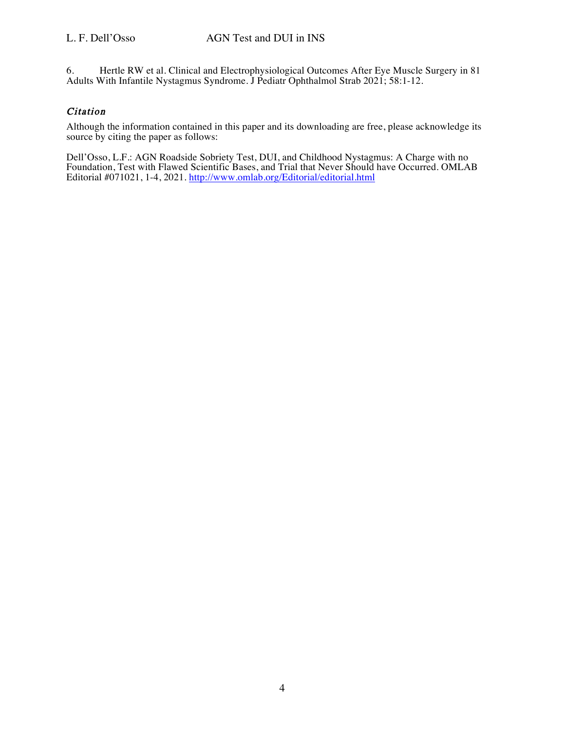6. Hertle RW et al. Clinical and Electrophysiological Outcomes After Eye Muscle Surgery in 81 Adults With Infantile Nystagmus Syndrome. J Pediatr Ophthalmol Strab 2021; 58:1-12.

### *Citation*

Although the information contained in this paper and its downloading are free, please acknowledge its source by citing the paper as follows:

Dell'Osso, L.F.: AGN Roadside Sobriety Test, DUI, and Childhood Nystagmus: A Charge with no Foundation, Test with Flawed Scientific Bases, and Trial that Never Should have Occurred. OMLAB Editorial #071021, 1-4, 2021. [http://www.omlab.org/Editorial/editorial.html](http://www.omlab.org/Editorial/editorial.html)